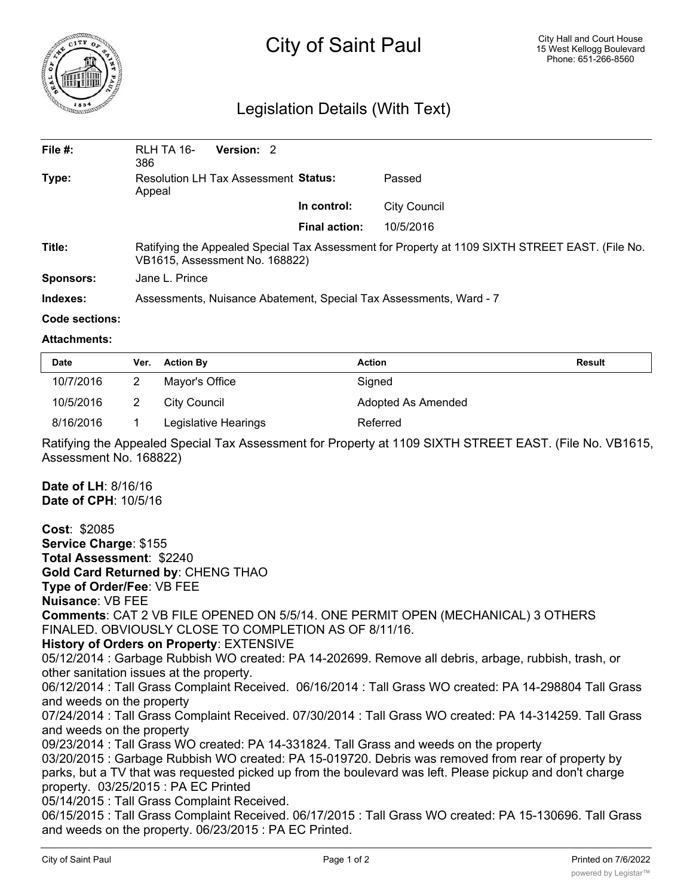# City of Saint Paul

City Hall and Court House
15 West Kellogg Boulevard
Phone: 651-266-8560

## Legislation Details (With Text)

| | | | |
|---|---|---|---|
| **File #:** | RLH TA 16-386 **Version:** 2 | | |
| **Type:** | Resolution LH Tax Assessment Appeal | **Status:** | Passed |
| | | **In control:** | City Council |
| | | **Final action:** | 10/5/2016 |
| **Title:** | Ratifying the Appealed Special Tax Assessment for Property at 1109 SIXTH STREET EAST. (File No. VB1615, Assessment No. 168822) | | |
| **Sponsors:** | Jane L. Prince | | |
| **Indexes:** | Assessments, Nuisance Abatement, Special Tax Assessments, Ward - 7 | | |
| **Code sections:** | | | |
| **Attachments:** | | | |

| Date | Ver. | Action By | Action | Result |
|---|---|---|---|---|
| 10/7/2016 | 2 | Mayor's Office | Signed | |
| 10/5/2016 | 2 | City Council | Adopted As Amended | |
| 8/16/2016 | 1 | Legislative Hearings | Referred | |

Ratifying the Appealed Special Tax Assessment for Property at 1109 SIXTH STREET EAST. (File No. VB1615, Assessment No. 168822)

**Date of LH**: 8/16/16
**Date of CPH**: 10/5/16

**Cost**: $2085
**Service Charge**: $155
**Total Assessment**: $2240
**Gold Card Returned by**: CHENG THAO
**Type of Order/Fee**: VB FEE
**Nuisance**: VB FEE
**Comments**: CAT 2 VB FILE OPENED ON 5/5/14. ONE PERMIT OPEN (MECHANICAL) 3 OTHERS FINALED. OBVIOUSLY CLOSE TO COMPLETION AS OF 8/11/16.
**History of Orders on Property**: EXTENSIVE
05/12/2014 : Garbage Rubbish WO created: PA 14-202699. Remove all debris, arbage, rubbish, trash, or other sanitation issues at the property.
06/12/2014 : Tall Grass Complaint Received. 06/16/2014 : Tall Grass WO created: PA 14-298804 Tall Grass and weeds on the property
07/24/2014 : Tall Grass Complaint Received. 07/30/2014 : Tall Grass WO created: PA 14-314259. Tall Grass and weeds on the property
09/23/2014 : Tall Grass WO created: PA 14-331824. Tall Grass and weeds on the property
03/20/2015 : Garbage Rubbish WO created: PA 15-019720. Debris was removed from rear of property by parks, but a TV that was requested picked up from the boulevard was left. Please pickup and don't charge property. 03/25/2015 : PA EC Printed
05/14/2015 : Tall Grass Complaint Received.
06/15/2015 : Tall Grass Complaint Received. 06/17/2015 : Tall Grass WO created: PA 15-130696. Tall Grass and weeds on the property. 06/23/2015 : PA EC Printed.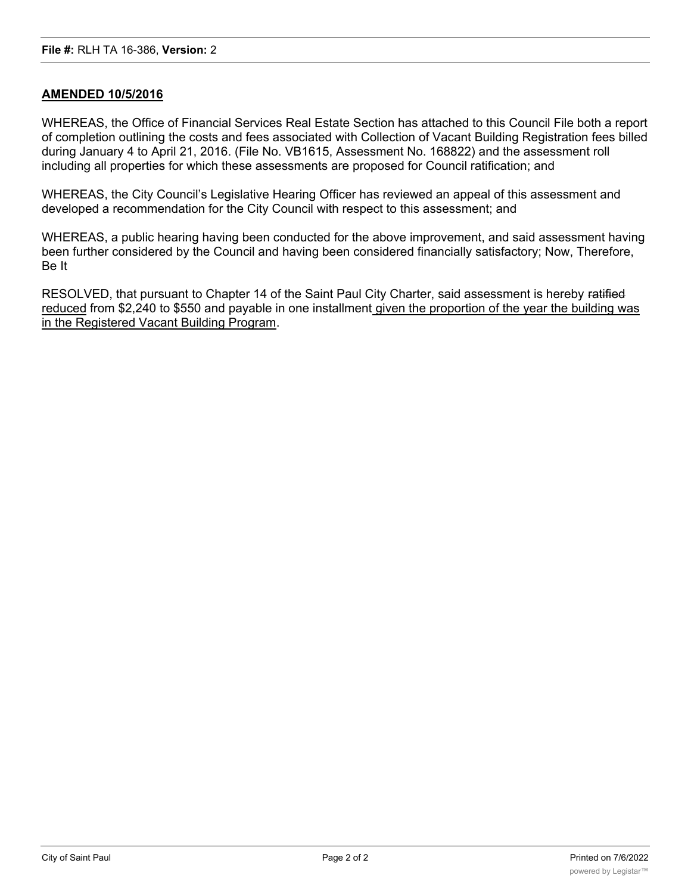**AMENDED 10/5/2016**

WHEREAS, the Office of Financial Services Real Estate Section has attached to this Council File both a report of completion outlining the costs and fees associated with Collection of Vacant Building Registration fees billed during January 4 to April 21, 2016. (File No. VB1615, Assessment No. 168822) and the assessment roll including all properties for which these assessments are proposed for Council ratification; and

WHEREAS, the City Council's Legislative Hearing Officer has reviewed an appeal of this assessment and developed a recommendation for the City Council with respect to this assessment; and

WHEREAS, a public hearing having been conducted for the above improvement, and said assessment having been further considered by the Council and having been considered financially satisfactory; Now, Therefore, Be It

RESOLVED, that pursuant to Chapter 14 of the Saint Paul City Charter, said assessment is hereby ~~ratified~~ <u>reduced</u> from $2,240 to $550 and payable in one installment <u>given the proportion of the year the building was in the Registered Vacant Building Program</u>.